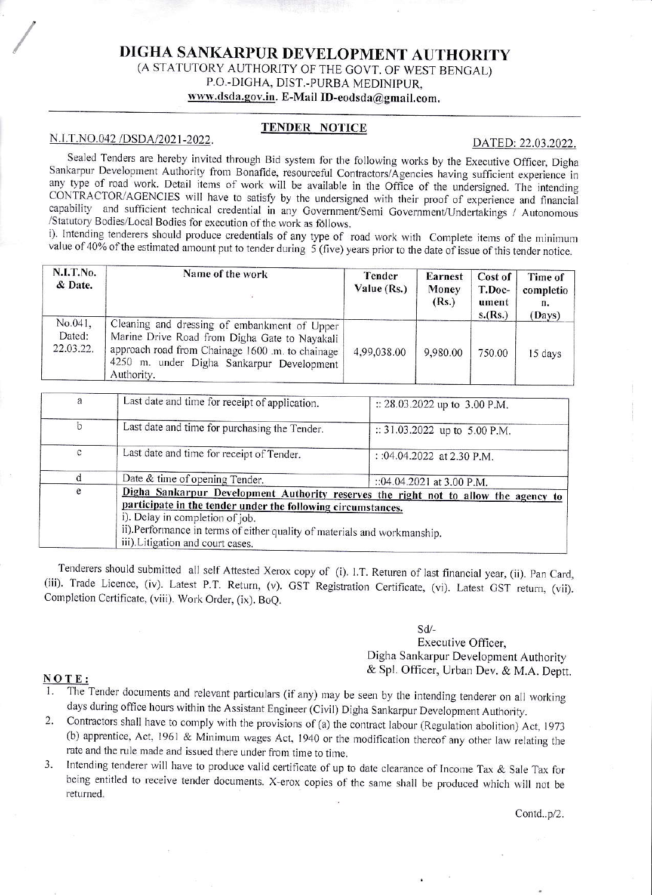# DIGHA SANKARPUR DEVELOPMENT AUTHORITY

(A STATUTORY AUTHORITY OF THE GOVT. OF WEST BENGAL)
P.O.-DIGHA, DIST.-PURBA MEDINIPUR,
www.dsda.gov.in. E-Mail ID-eodsda@gmail.com.

## TENDER NOTICE

N.I.T.NO.042 /DSDA/2021-2022. DATED: 22.03.2022.

Sealed Tenders are hereby invited through Bid system for the following works by the Executive Officer, Digha Sankarpur Development Authority from Bonafide, resourceful Contractors/Agencies having sufficient experience in any type of road work. Detail items of work will be available in the Office of the undersigned. The intending CONTRACTOR/AGENCIES will have to satisfy by the undersigned with their proof of experience and financial capability and sufficient technical credential in any Government/Semi Government/Undertakings / Autonomous /Statutory Bodies/Local Bodies for execution of the work as follows.

i). Intending tenderers should produce credentials of any type of road work with Complete items of the minimum value of 40% of the estimated amount put to tender during 5 (five) years prior to the date of issue of this tender notice.

| N.I.T.No. & Date. | Name of the work | Tender Value (Rs.) | Earnest Money (Rs.) | Cost of T.Document s.(Rs.) | Time of completion. (Days) |
|---|---|---|---|---|---|
| No.041, Dated: 22.03.22. | Cleaning and dressing of embankment of Upper Marine Drive Road from Digha Gate to Nayakali approach road from Chainage 1600 .m. to chainage 4250 m. under Digha Sankarpur Development Authority. | 4,99,038.00 | 9,980.00 | 750.00 | 15 days |

| | | |
|---|---|---|
| a | Last date and time for receipt of application. | :: 28.03.2022 up to 3.00 P.M. |
| b | Last date and time for purchasing the Tender. | :: 31.03.2022 up to 5.00 P.M. |
| c | Last date and time for receipt of Tender. | : :04.04.2022 at 2.30 P.M. |
| d | Date & time of opening Tender. | ::04.04.2021 at 3.00 P.M. |
| e | **Digha Sankarpur Development Authority reserves the right not to allow the agency to participate in the tender under the following circumstances.** i). Delay in completion of job. ii).Performance in terms of either quality of materials and workmanship. iii).Litigation and court cases. | |

Tenderers should submitted all self Attested Xerox copy of (i). I.T. Returen of last financial year, (ii). Pan Card, (iii). Trade Licence, (iv). Latest P.T. Return, (v). GST Registration Certificate, (vi). Latest GST return, (vii). Completion Certificate, (viii). Work Order, (ix). BoQ.

Sd/-
Executive Officer,
Digha Sankarpur Development Authority
& Spl. Officer, Urban Dev. & M.A. Deptt.

**NOTE:**

1. The Tender documents and relevant particulars (if any) may be seen by the intending tenderer on all working days during office hours within the Assistant Engineer (Civil) Digha Sankarpur Development Authority.
2. Contractors shall have to comply with the provisions of (a) the contract labour (Regulation abolition) Act, 1973 (b) apprentice, Act, 1961 & Minimum wages Act, 1940 or the modification thereof any other law relating the rate and the rule made and issued there under from time to time.
3. Intending tenderer will have to produce valid certificate of up to date clearance of Income Tax & Sale Tax for being entitled to receive tender documents. X-erox copies of the same shall be produced which will not be returned.

Contd..p/2.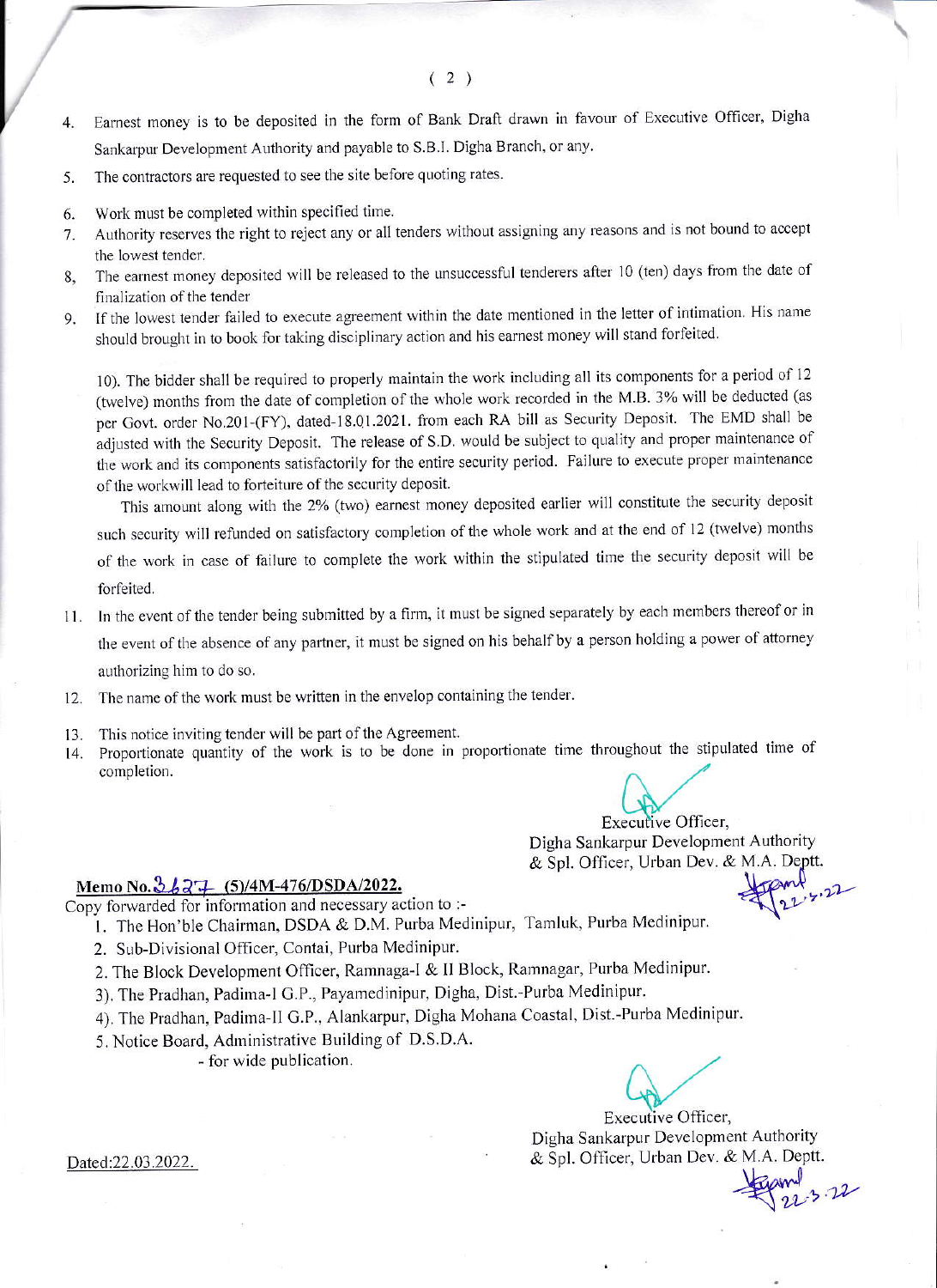4. Earnest money is to be deposited in the form of Bank Draft drawn in favour of Executive Officer, Digha Sankarpur Development Authority and payable to S.B.I. Digha Branch, or any.
5. The contractors are requested to see the site before quoting rates.
6. Work must be completed within specified time.
7. Authority reserves the right to reject any or all tenders without assigning any reasons and is not bound to accept the lowest tender.
8. The earnest money deposited will be released to the unsuccessful tenderers after 10 (ten) days from the date of finalization of the tender
9. If the lowest tender failed to execute agreement within the date mentioned in the letter of intimation. His name should brought in to book for taking disciplinary action and his earnest money will stand forfeited.

10). The bidder shall be required to properly maintain the work including all its components for a period of 12 (twelve) months from the date of completion of the whole work recorded in the M.B. 3% will be deducted (as per Govt. order No.201-(FY), dated-18.01.2021. from each RA bill as Security Deposit. The EMD shall be adjusted with the Security Deposit. The release of S.D. would be subject to quality and proper maintenance of the work and its components satisfactorily for the entire security period. Failure to execute proper maintenance of the workwill lead to forteiture of the security deposit.

This amount along with the 2% (two) earnest money deposited earlier will constitute the security deposit such security will refunded on satisfactory completion of the whole work and at the end of 12 (twelve) months of the work in case of failure to complete the work within the stipulated time the security deposit will be forfeited.

11. In the event of the tender being submitted by a firm, it must be signed separately by each members thereof or in the event of the absence of any partner, it must be signed on his behalf by a person holding a power of attorney authorizing him to do so.
12. The name of the work must be written in the envelop containing the tender.
13. This notice inviting tender will be part of the Agreement.
14. Proportionate quantity of the work is to be done in proportionate time throughout the stipulated time of completion.

Executive Officer,
Digha Sankarpur Development Authority
& Spl. Officer, Urban Dev. & M.A. Deptt.
22.3.22

**Memo No. 3627 (5)/4M-476/DSDA/2022.**

Copy forwarded for information and necessary action to :-

1. The Hon'ble Chairman, DSDA & D.M. Purba Medinipur, Tamluk, Purba Medinipur.
2. Sub-Divisional Officer, Contai, Purba Medinipur.
2. The Block Development Officer, Ramnaga-I & II Block, Ramnagar, Purba Medinipur.
3). The Pradhan, Padima-I G.P., Payamedinipur, Digha, Dist.-Purba Medinipur.
4). The Pradhan, Padima-II G.P., Alankarpur, Digha Mohana Coastal, Dist.-Purba Medinipur.
5. Notice Board, Administrative Building of D.S.D.A.

- for wide publication.

Executive Officer,
Digha Sankarpur Development Authority
& Spl. Officer, Urban Dev. & M.A. Deptt.
22.3.22

Dated:22.03.2022.